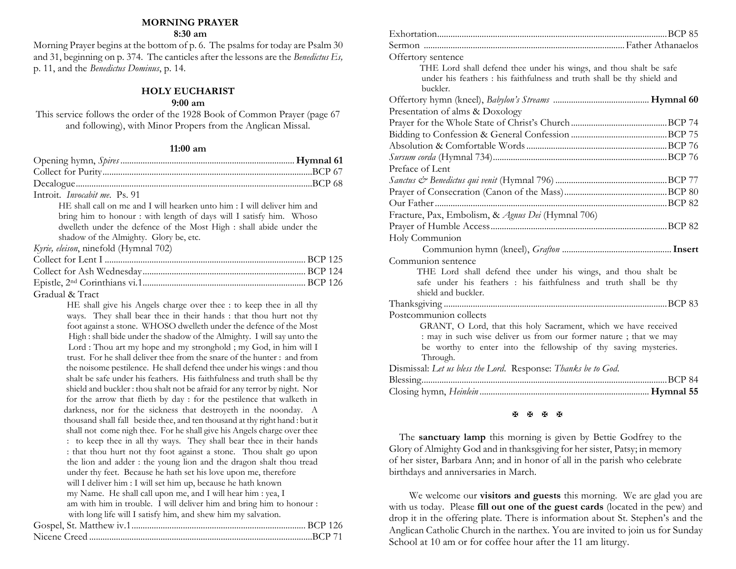## MORNING PRAYER

**8:30 am**

Morning Prayer begins at the bottom of p. 6. The psalms for today are Psalm 30 and 31, beginning on p. 374. The canticles after the lessons are the *Benedictus Es,* p. 11, and the *Benedictus Dominus*, p. 14.

## HOLY EUCHARIST

**9:00 am**

This service follows the order of the 1928 Book of Common Prayer (page 67 and following), with Minor Propers from the Anglican Missal.

**11:00 am**

Opening hymn, *Spires* ............................ **Hymnal 61**

Collect for Purity ............................ BCP 67

Decalogue ............................ BCP 68

Introit. *Invocabit me*. Ps. 91

> HE shall call on me and I will hearken unto him : I will deliver him and bring him to honour : with length of days will I satisfy him. Whoso dwelleth under the defence of the Most High : shall abide under the shadow of the Almighty. Glory be, etc.

*Kyrie, eleison*, ninefold (Hymnal 702)

Collect for Lent I ............................ BCP 125

Collect for Ash Wednesday ............................ BCP 124

Epistle, 2nd Corinthians vi.1 ............................ BCP 126

Gradual & Tract

> HE shall give his Angels charge over thee : to keep thee in all thy ways. They shall bear thee in their hands : that thou hurt not thy foot against a stone. WHOSO dwelleth under the defence of the Most High : shall bide under the shadow of the Almighty. I will say unto the Lord : Thou art my hope and my stronghold ; my God, in him will I trust. For he shall deliver thee from the snare of the hunter : and from the noisome pestilence. He shall defend thee under his wings : and thou shalt be safe under his feathers. His faithfulness and truth shall be thy shield and buckler : thou shalt not be afraid for any terror by night. Nor for the arrow that flieth by day : for the pestilence that walketh in darkness, nor for the sickness that destroyeth in the noonday. A thousand shall fall beside thee, and ten thousand at thy right hand : but it shall not come nigh thee. For he shall give his Angels charge over thee : to keep thee in all thy ways. They shall bear thee in their hands : that thou hurt not thy foot against a stone. Thou shalt go upon the lion and adder : the young lion and the dragon shalt thou tread under thy feet. Because he hath set his love upon me, therefore will I deliver him : I will set him up, because he hath known my Name. He shall call upon me, and I will hear him : yea, I am with him in trouble. I will deliver him and bring him to honour : with long life will I satisfy him, and shew him my salvation.

Gospel, St. Matthew iv.1 ............................ BCP 126

Nicene Creed ............................ BCP 71

Exhortation ............................ BCP 85

Sermon ............................ Father Athanaelos

Offertory sentence

> THE Lord shall defend thee under his wings, and thou shalt be safe under his feathers : his faithfulness and truth shall be thy shield and buckler.

Offertory hymn (kneel), *Babylon's Streams* ............................ **Hymnal 60**

Presentation of alms & Doxology

Prayer for the Whole State of Christ's Church ............................ BCP 74

Bidding to Confession & General Confession ............................ BCP 75

Absolution & Comfortable Words ............................ BCP 76

*Sursum corda* (Hymnal 734) ............................ BCP 76

Preface of Lent

*Sanctus & Benedictus qui venit* (Hymnal 796) ............................ BCP 77

Prayer of Consecration (Canon of the Mass) ............................ BCP 80

Our Father ............................ BCP 82

Fracture, Pax, Embolism, & *Agnus Dei* (Hymnal 706)

Prayer of Humble Access ............................ BCP 82

Holy Communion

> Communion hymn (kneel), *Grafton* ............................ **Insert**

Communion sentence

> THE Lord shall defend thee under his wings, and thou shalt be safe under his feathers : his faithfulness and truth shall be thy shield and buckler.

Thanksgiving ............................ BCP 83

Postcommunion collects

> GRANT, O Lord, that this holy Sacrament, which we have received : may in such wise deliver us from our former nature ; that we may be worthy to enter into the fellowship of thy saving mysteries. Through.

Dismissal: *Let us bless the Lord*. Response: *Thanks be to God*.

Blessing ............................ BCP 84

Closing hymn, *Heinlein* ............................ **Hymnal 55**

✠ ✠ ✠ ✠

The **sanctuary lamp** this morning is given by Bettie Godfrey to the Glory of Almighty God and in thanksgiving for her sister, Patsy; in memory of her sister, Barbara Ann; and in honor of all in the parish who celebrate birthdays and anniversaries in March.

We welcome our **visitors and guests** this morning. We are glad you are with us today. Please **fill out one of the guest cards** (located in the pew) and drop it in the offering plate. There is information about St. Stephen's and the Anglican Catholic Church in the narthex. You are invited to join us for Sunday School at 10 am or for coffee hour after the 11 am liturgy.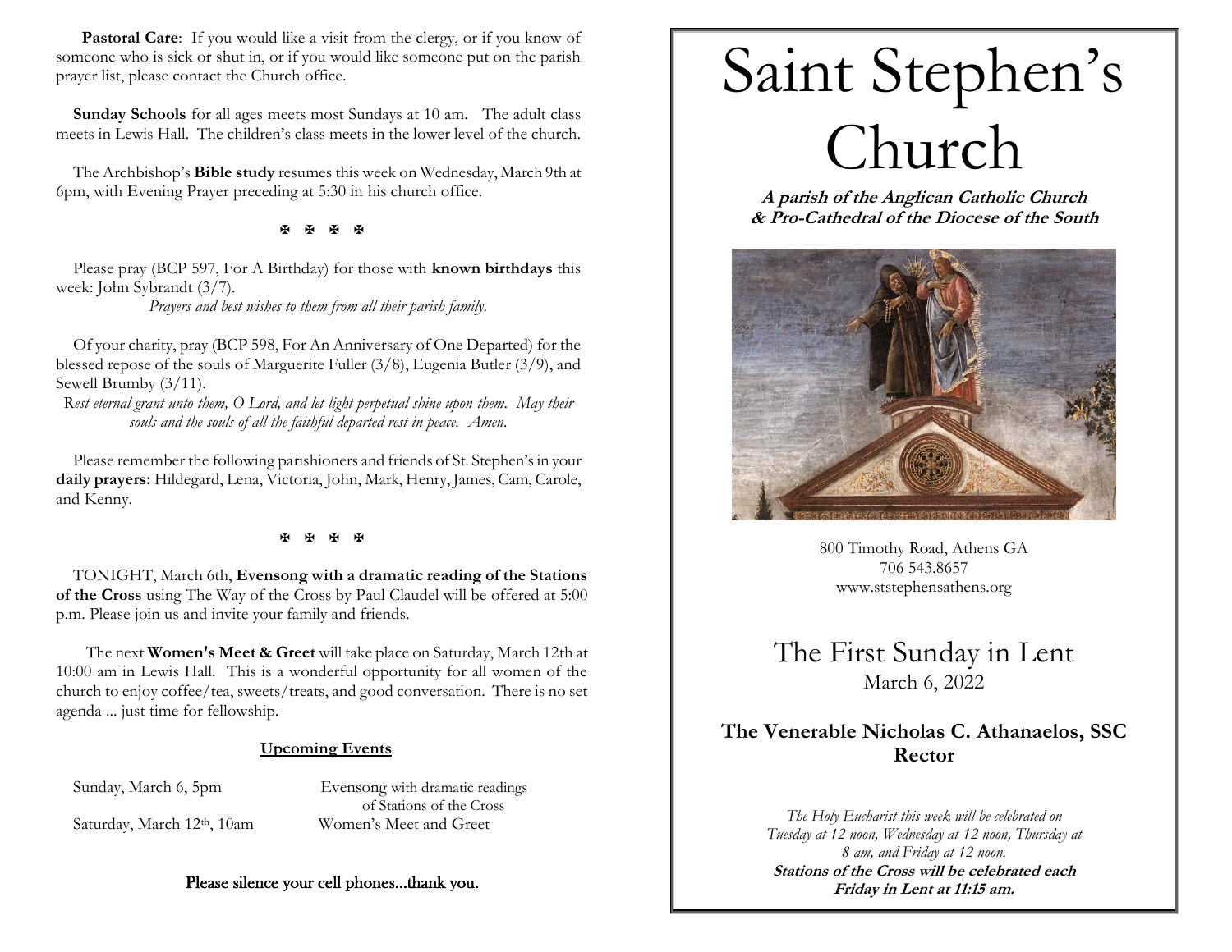**Pastoral Care**: If you would like a visit from the clergy, or if you know of someone who is sick or shut in, or if you would like someone put on the parish prayer list, please contact the Church office.

**Sunday Schools** for all ages meets most Sundays at 10 am. The adult class meets in Lewis Hall. The children's class meets in the lower level of the church.

The Archbishop's **Bible study** resumes this week on Wednesday, March 9th at 6pm, with Evening Prayer preceding at 5:30 in his church office.

✠ ✠ ✠ ✠

Please pray (BCP 597, For A Birthday) for those with **known birthdays** this week: John Sybrandt (3/7).

*Prayers and best wishes to them from all their parish family.*

Of your charity, pray (BCP 598, For An Anniversary of One Departed) for the blessed repose of the souls of Marguerite Fuller (3/8), Eugenia Butler (3/9), and Sewell Brumby (3/11).

R*est eternal grant unto them, O Lord, and let light perpetual shine upon them. May their souls and the souls of all the faithful departed rest in peace. Amen.*

Please remember the following parishioners and friends of St. Stephen's in your **daily prayers:** Hildegard, Lena, Victoria, John, Mark, Henry, James, Cam, Carole, and Kenny.

✠ ✠ ✠ ✠

TONIGHT, March 6th, **Evensong with a dramatic reading of the Stations of the Cross** using The Way of the Cross by Paul Claudel will be offered at 5:00 p.m. Please join us and invite your family and friends.

The next **Women's Meet & Greet** will take place on Saturday, March 12th at 10:00 am in Lewis Hall. This is a wonderful opportunity for all women of the church to enjoy coffee/tea, sweets/treats, and good conversation. There is no set agenda ... just time for fellowship.

**Upcoming Events**

| | |
|---|---|
| Sunday, March 6, 5pm | Evensong with dramatic readings of Stations of the Cross |
| Saturday, March 12th, 10am | Women's Meet and Greet |

Please silence your cell phones...thank you.

# Saint Stephen's Church

***A parish of the Anglican Catholic Church & Pro-Cathedral of the Diocese of the South***

800 Timothy Road, Athens GA
706 543.8657
www.ststephensathens.org

## The First Sunday in Lent

March 6, 2022

**The Venerable Nicholas C. Athanaelos, SSC**
**Rector**

*The Holy Eucharist this week will be celebrated on Tuesday at 12 noon, Wednesday at 12 noon, Thursday at 8 am, and Friday at 12 noon.*
***Stations of the Cross will be celebrated each Friday in Lent at 11:15 am.***